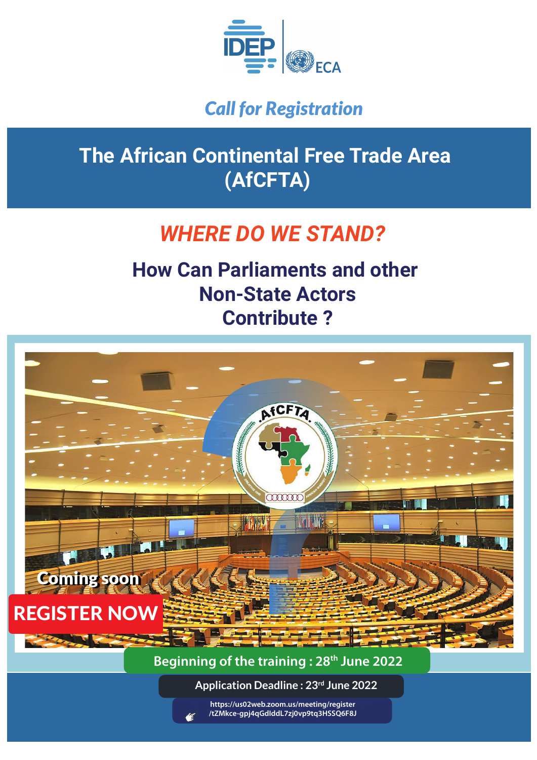IDEP | ECA

*Call for Registration*

# The African Continental Free Trade Area (AfCFTA)

## *WHERE DO WE STAND?*

## How Can Parliaments and other Non-State Actors Contribute ?

Coming soon

**REGISTER NOW**

**Beginning of the training : 28th June 2022**

**Application Deadline : 23rd June 2022**

https://us02web.zoom.us/meeting/register/tZMkce-gpj4qGdlddL7zj0vp9tq3HSSQ6F8J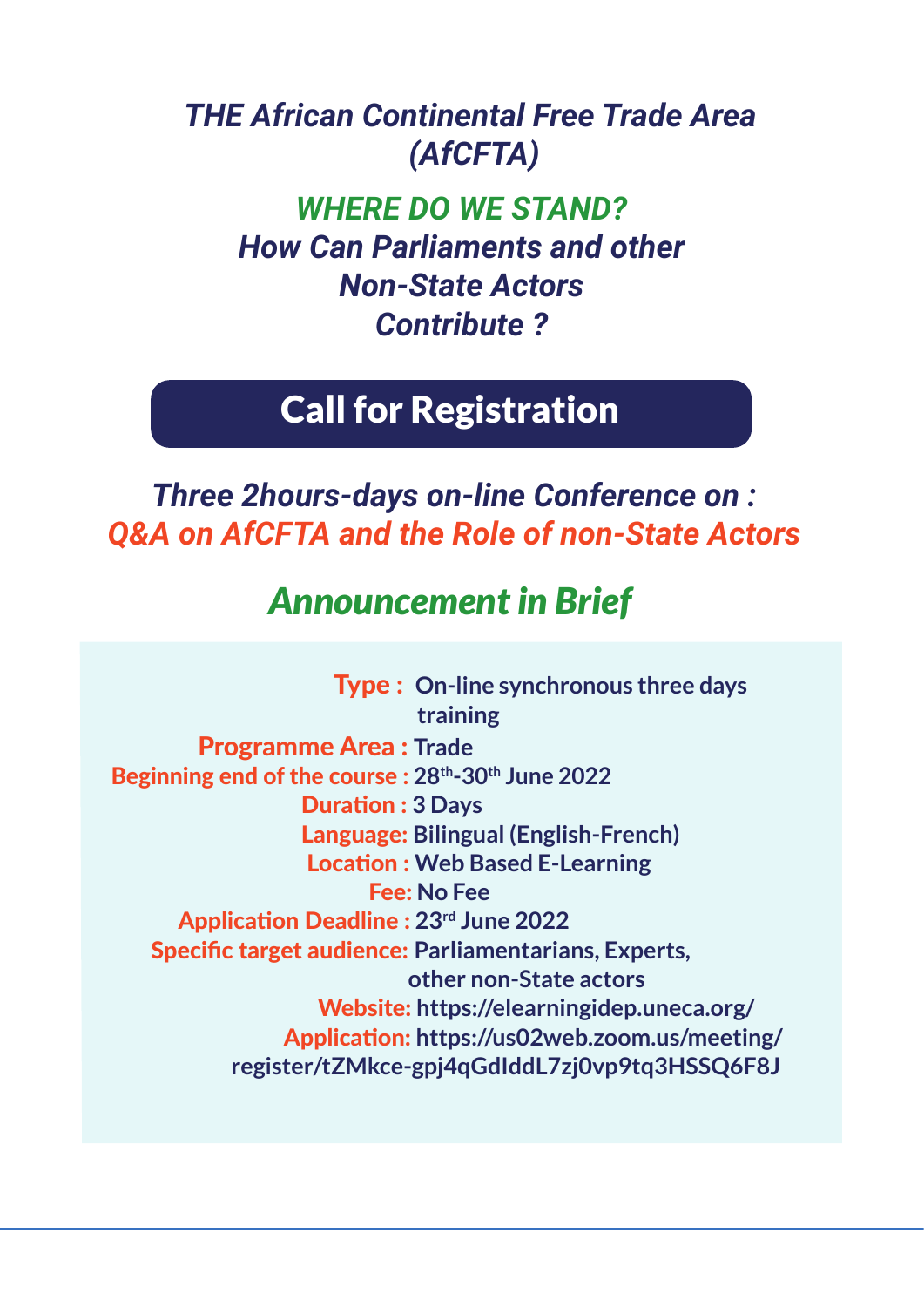# *THE African Continental Free Trade Area (AfCFTA)*

## *WHERE DO WE STAND?*

## *How Can Parliaments and other Non-State Actors Contribute ?*

## Call for Registration

### *Three 2hours-days on-line Conference on :*

### *Q&A on AfCFTA and the Role of non-State Actors*

## *Announcement in Brief*

**Type :** On-line synchronous three days training

**Programme Area :** Trade

**Beginning end of the course :** 28th-30th June 2022

**Duration :** 3 Days

**Language:** Bilingual (English-French)

**Location :** Web Based E-Learning

**Fee:** No Fee

**Application Deadline :** 23rd June 2022

**Specific target audience:** Parliamentarians, Experts, other non-State actors

**Website:** https://elearningidep.uneca.org/

**Application:** https://us02web.zoom.us/meeting/register/tZMkce-gpj4qGdIddL7zj0vp9tq3HSSQ6F8J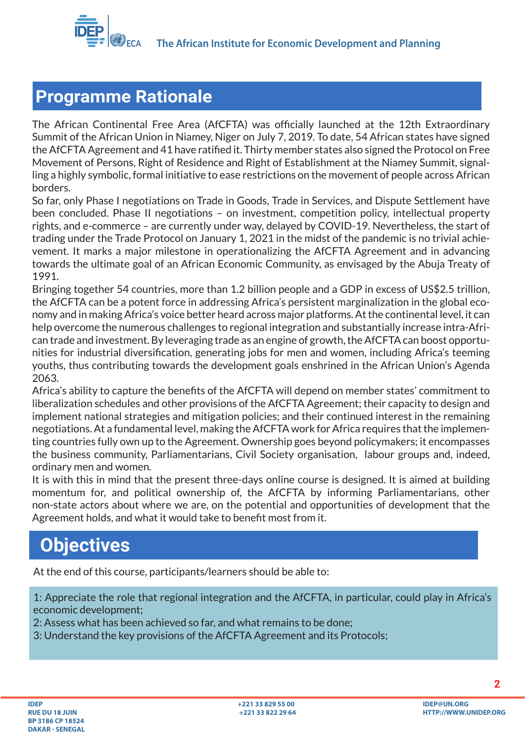## Programme Rationale

The African Continental Free Area (AfCFTA) was officially launched at the 12th Extraordinary Summit of the African Union in Niamey, Niger on July 7, 2019. To date, 54 African states have signed the AfCFTA Agreement and 41 have ratified it. Thirty member states also signed the Protocol on Free Movement of Persons, Right of Residence and Right of Establishment at the Niamey Summit, signalling a highly symbolic, formal initiative to ease restrictions on the movement of people across African borders.

So far, only Phase I negotiations on Trade in Goods, Trade in Services, and Dispute Settlement have been concluded. Phase II negotiations – on investment, competition policy, intellectual property rights, and e-commerce – are currently under way, delayed by COVID-19. Nevertheless, the start of trading under the Trade Protocol on January 1, 2021 in the midst of the pandemic is no trivial achievement. It marks a major milestone in operationalizing the AfCFTA Agreement and in advancing towards the ultimate goal of an African Economic Community, as envisaged by the Abuja Treaty of 1991.

Bringing together 54 countries, more than 1.2 billion people and a GDP in excess of US$2.5 trillion, the AfCFTA can be a potent force in addressing Africa's persistent marginalization in the global economy and in making Africa's voice better heard across major platforms. At the continental level, it can help overcome the numerous challenges to regional integration and substantially increase intra-African trade and investment. By leveraging trade as an engine of growth, the AfCFTA can boost opportunities for industrial diversification, generating jobs for men and women, including Africa's teeming youths, thus contributing towards the development goals enshrined in the African Union's Agenda 2063.

Africa's ability to capture the benefits of the AfCFTA will depend on member states' commitment to liberalization schedules and other provisions of the AfCFTA Agreement; their capacity to design and implement national strategies and mitigation policies; and their continued interest in the remaining negotiations. At a fundamental level, making the AfCFTA work for Africa requires that the implementing countries fully own up to the Agreement. Ownership goes beyond policymakers; it encompasses the business community, Parliamentarians, Civil Society organisation, labour groups and, indeed, ordinary men and women.

It is with this in mind that the present three-days online course is designed. It is aimed at building momentum for, and political ownership of, the AfCFTA by informing Parliamentarians, other non-state actors about where we are, on the potential and opportunities of development that the Agreement holds, and what it would take to benefit most from it.

## Objectives

At the end of this course, participants/learners should be able to:

1: Appreciate the role that regional integration and the AfCFTA, in particular, could play in Africa's economic development;
2: Assess what has been achieved so far, and what remains to be done;
3: Understand the key provisions of the AfCFTA Agreement and its Protocols;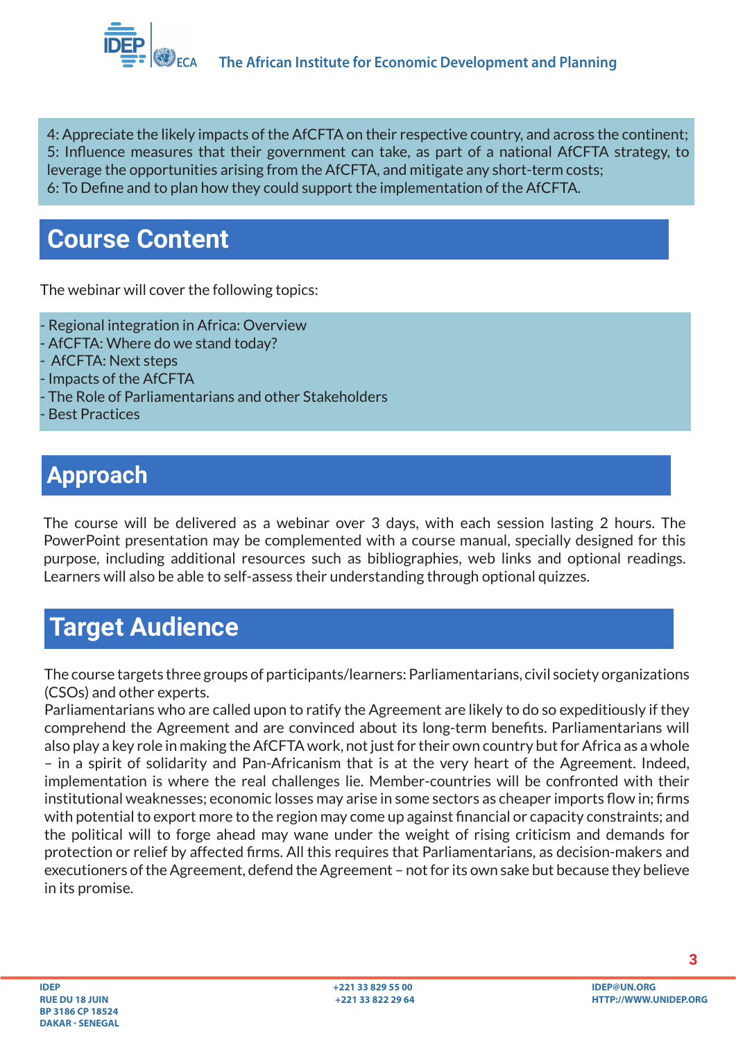4: Appreciate the likely impacts of the AfCFTA on their respective country, and across the continent;
5: Influence measures that their government can take, as part of a national AfCFTA strategy, to leverage the opportunities arising from the AfCFTA, and mitigate any short-term costs;
6: To Define and to plan how they could support the implementation of the AfCFTA.

## Course Content

The webinar will cover the following topics:

- Regional integration in Africa: Overview
- AfCFTA: Where do we stand today?
- AfCFTA: Next steps
- Impacts of the AfCFTA
- The Role of Parliamentarians and other Stakeholders
- Best Practices

## Approach

The course will be delivered as a webinar over 3 days, with each session lasting 2 hours. The PowerPoint presentation may be complemented with a course manual, specially designed for this purpose, including additional resources such as bibliographies, web links and optional readings. Learners will also be able to self-assess their understanding through optional quizzes.

## Target Audience

The course targets three groups of participants/learners: Parliamentarians, civil society organizations (CSOs) and other experts.
Parliamentarians who are called upon to ratify the Agreement are likely to do so expeditiously if they comprehend the Agreement and are convinced about its long-term benefits. Parliamentarians will also play a key role in making the AfCFTA work, not just for their own country but for Africa as a whole – in a spirit of solidarity and Pan-Africanism that is at the very heart of the Agreement. Indeed, implementation is where the real challenges lie. Member-countries will be confronted with their institutional weaknesses; economic losses may arise in some sectors as cheaper imports flow in; firms with potential to export more to the region may come up against financial or capacity constraints; and the political will to forge ahead may wane under the weight of rising criticism and demands for protection or relief by affected firms. All this requires that Parliamentarians, as decision-makers and executioners of the Agreement, defend the Agreement – not for its own sake but because they believe in its promise.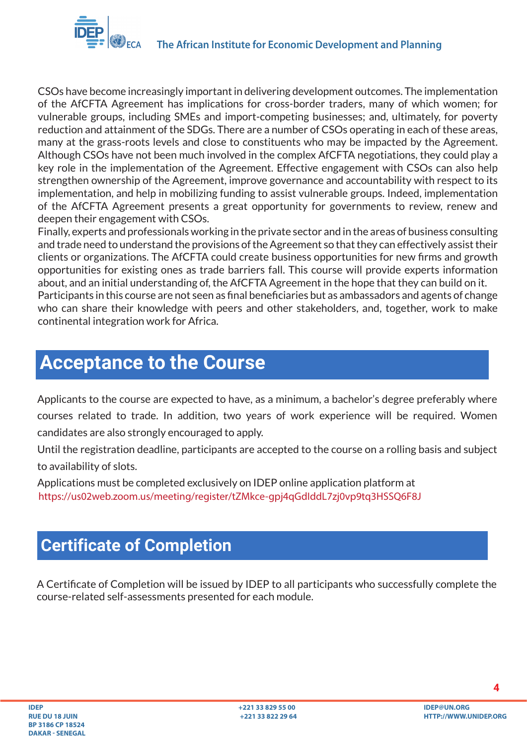CSOs have become increasingly important in delivering development outcomes. The implementation of the AfCFTA Agreement has implications for cross-border traders, many of which women; for vulnerable groups, including SMEs and import-competing businesses; and, ultimately, for poverty reduction and attainment of the SDGs. There are a number of CSOs operating in each of these areas, many at the grass-roots levels and close to constituents who may be impacted by the Agreement. Although CSOs have not been much involved in the complex AfCFTA negotiations, they could play a key role in the implementation of the Agreement. Effective engagement with CSOs can also help strengthen ownership of the Agreement, improve governance and accountability with respect to its implementation, and help in mobilizing funding to assist vulnerable groups. Indeed, implementation of the AfCFTA Agreement presents a great opportunity for governments to review, renew and deepen their engagement with CSOs.

Finally, experts and professionals working in the private sector and in the areas of business consulting and trade need to understand the provisions of the Agreement so that they can effectively assist their clients or organizations. The AfCFTA could create business opportunities for new firms and growth opportunities for existing ones as trade barriers fall. This course will provide experts information about, and an initial understanding of, the AfCFTA Agreement in the hope that they can build on it.

Participants in this course are not seen as final beneficiaries but as ambassadors and agents of change who can share their knowledge with peers and other stakeholders, and, together, work to make continental integration work for Africa.

## Acceptance to the Course

Applicants to the course are expected to have, as a minimum, a bachelor's degree preferably where courses related to trade. In addition, two years of work experience will be required. Women candidates are also strongly encouraged to apply.

Until the registration deadline, participants are accepted to the course on a rolling basis and subject to availability of slots.

Applications must be completed exclusively on IDEP online application platform at https://us02web.zoom.us/meeting/register/tZMkce-gpj4qGdlddL7zj0vp9tq3HSSQ6F8J

## Certificate of Completion

A Certificate of Completion will be issued by IDEP to all participants who successfully complete the course-related self-assessments presented for each module.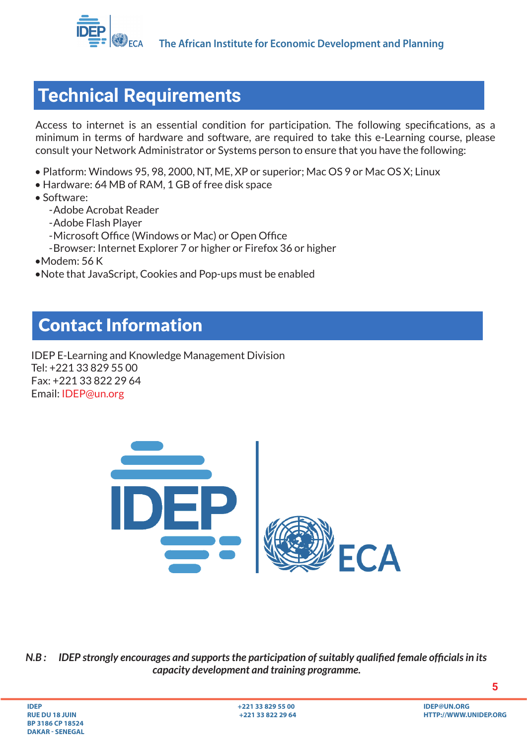## Technical Requirements

Access to internet is an essential condition for participation. The following specifications, as a minimum in terms of hardware and software, are required to take this e-Learning course, please consult your Network Administrator or Systems person to ensure that you have the following:

- Platform: Windows 95, 98, 2000, NT, ME, XP or superior; Mac OS 9 or Mac OS X; Linux
- Hardware: 64 MB of RAM, 1 GB of free disk space
- Software:
  - Adobe Acrobat Reader
  - Adobe Flash Player
  - Microsoft Office (Windows or Mac) or Open Office
  - Browser: Internet Explorer 7 or higher or Firefox 36 or higher
- Modem: 56 K
- Note that JavaScript, Cookies and Pop-ups must be enabled

## Contact Information

IDEP E-Learning and Knowledge Management Division
Tel: +221 33 829 55 00
Fax: +221 33 822 29 64
Email: IDEP@un.org

***N.B :*** *IDEP strongly encourages and supports the participation of suitably qualified female officials in its capacity development and training programme.*